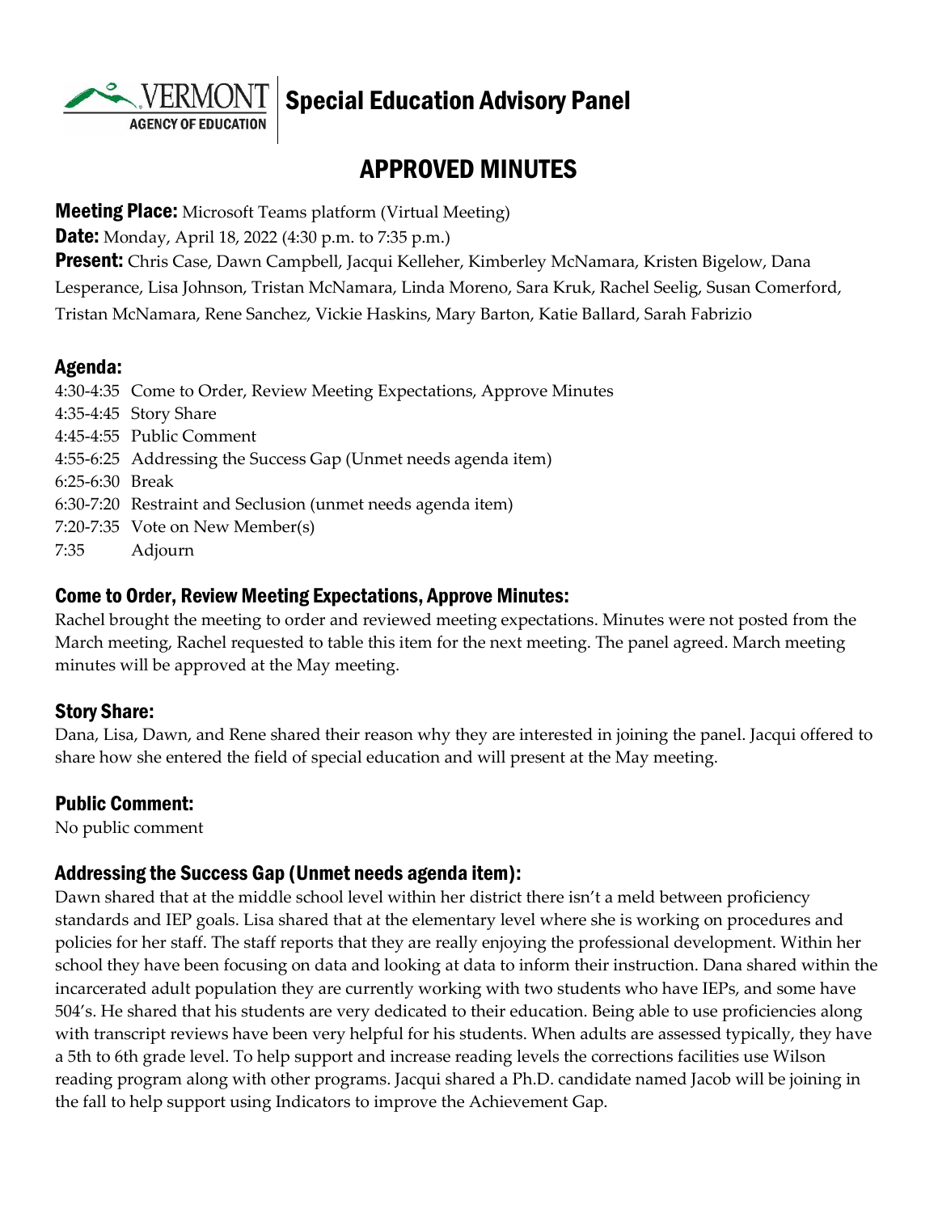Special Education Advisory Panel

# APPROVED MINUTES

**Meeting Place:** Microsoft Teams platform (Virtual Meeting)

**Date:** Monday, April 18, 2022 (4:30 p.m. to 7:35 p.m.)

**Present:** Chris Case, Dawn Campbell, Jacqui Kelleher, Kimberley McNamara, Kristen Bigelow, Dana Lesperance, Lisa Johnson, Tristan McNamara, Linda Moreno, Sara Kruk, Rachel Seelig, Susan Comerford, Tristan McNamara, Rene Sanchez, Vickie Haskins, Mary Barton, Katie Ballard, Sarah Fabrizio

## Agenda:

4:30-4:35 Come to Order, Review Meeting Expectations, Approve Minutes
4:35-4:45 Story Share
4:45-4:55 Public Comment
4:55-6:25 Addressing the Success Gap (Unmet needs agenda item)
6:25-6:30 Break
6:30-7:20 Restraint and Seclusion (unmet needs agenda item)
7:20-7:35 Vote on New Member(s)
7:35 Adjourn

## Come to Order, Review Meeting Expectations, Approve Minutes:

Rachel brought the meeting to order and reviewed meeting expectations. Minutes were not posted from the March meeting, Rachel requested to table this item for the next meeting. The panel agreed. March meeting minutes will be approved at the May meeting.

## Story Share:

Dana, Lisa, Dawn, and Rene shared their reason why they are interested in joining the panel. Jacqui offered to share how she entered the field of special education and will present at the May meeting.

## Public Comment:

No public comment

## Addressing the Success Gap (Unmet needs agenda item):

Dawn shared that at the middle school level within her district there isn't a meld between proficiency standards and IEP goals. Lisa shared that at the elementary level where she is working on procedures and policies for her staff. The staff reports that they are really enjoying the professional development. Within her school they have been focusing on data and looking at data to inform their instruction. Dana shared within the incarcerated adult population they are currently working with two students who have IEPs, and some have 504's. He shared that his students are very dedicated to their education. Being able to use proficiencies along with transcript reviews have been very helpful for his students. When adults are assessed typically, they have a 5th to 6th grade level. To help support and increase reading levels the corrections facilities use Wilson reading program along with other programs. Jacqui shared a Ph.D. candidate named Jacob will be joining in the fall to help support using Indicators to improve the Achievement Gap.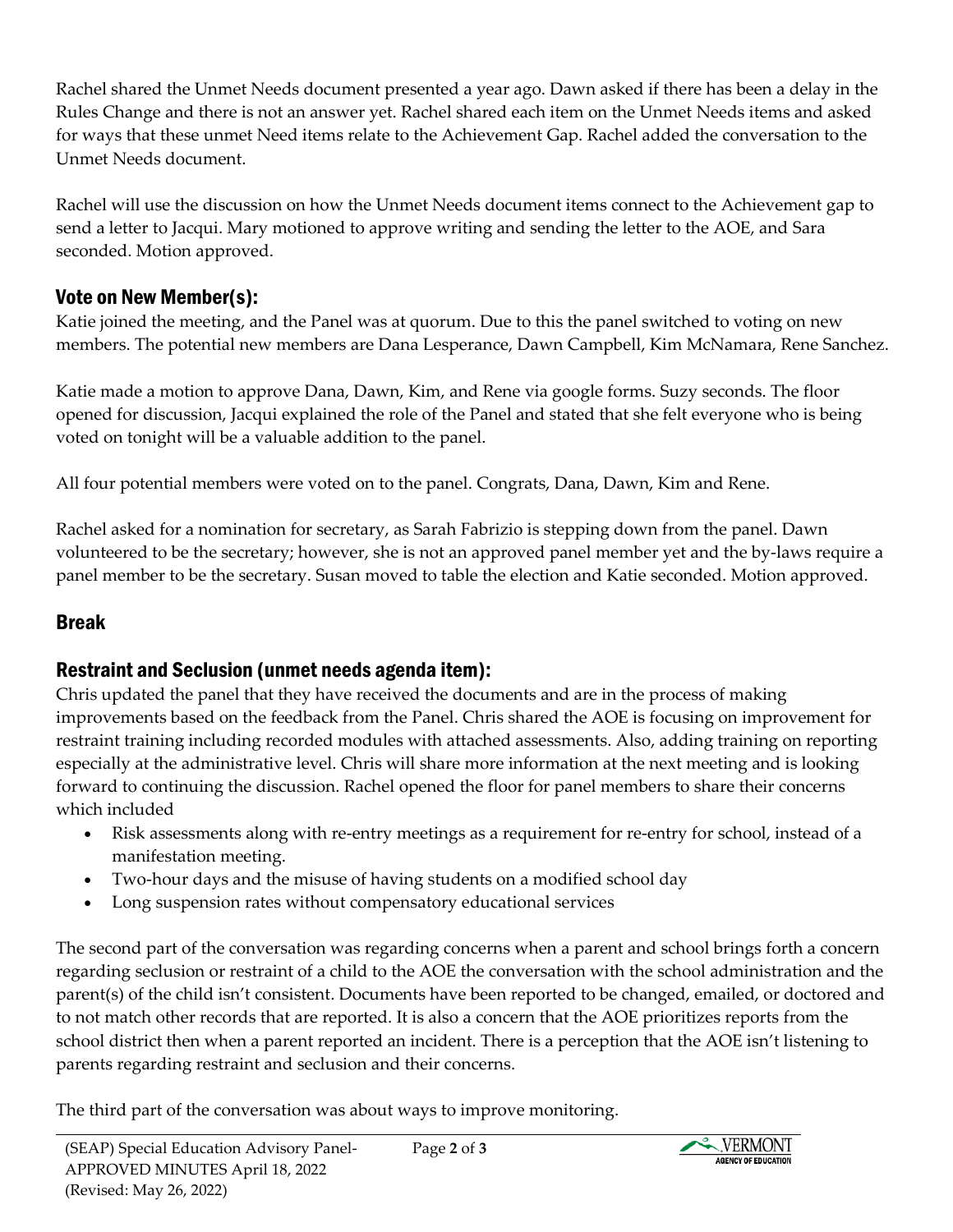Rachel shared the Unmet Needs document presented a year ago. Dawn asked if there has been a delay in the Rules Change and there is not an answer yet. Rachel shared each item on the Unmet Needs items and asked for ways that these unmet Need items relate to the Achievement Gap. Rachel added the conversation to the Unmet Needs document.

Rachel will use the discussion on how the Unmet Needs document items connect to the Achievement gap to send a letter to Jacqui. Mary motioned to approve writing and sending the letter to the AOE, and Sara seconded. Motion approved.

## Vote on New Member(s):

Katie joined the meeting, and the Panel was at quorum. Due to this the panel switched to voting on new members. The potential new members are Dana Lesperance, Dawn Campbell, Kim McNamara, Rene Sanchez.

Katie made a motion to approve Dana, Dawn, Kim, and Rene via google forms. Suzy seconds. The floor opened for discussion, Jacqui explained the role of the Panel and stated that she felt everyone who is being voted on tonight will be a valuable addition to the panel.

All four potential members were voted on to the panel. Congrats, Dana, Dawn, Kim and Rene.

Rachel asked for a nomination for secretary, as Sarah Fabrizio is stepping down from the panel. Dawn volunteered to be the secretary; however, she is not an approved panel member yet and the by-laws require a panel member to be the secretary. Susan moved to table the election and Katie seconded. Motion approved.

## Break

## Restraint and Seclusion (unmet needs agenda item):

Chris updated the panel that they have received the documents and are in the process of making improvements based on the feedback from the Panel. Chris shared the AOE is focusing on improvement for restraint training including recorded modules with attached assessments. Also, adding training on reporting especially at the administrative level. Chris will share more information at the next meeting and is looking forward to continuing the discussion. Rachel opened the floor for panel members to share their concerns which included

- Risk assessments along with re-entry meetings as a requirement for re-entry for school, instead of a manifestation meeting.
- Two-hour days and the misuse of having students on a modified school day
- Long suspension rates without compensatory educational services

The second part of the conversation was regarding concerns when a parent and school brings forth a concern regarding seclusion or restraint of a child to the AOE the conversation with the school administration and the parent(s) of the child isn't consistent. Documents have been reported to be changed, emailed, or doctored and to not match other records that are reported. It is also a concern that the AOE prioritizes reports from the school district then when a parent reported an incident. There is a perception that the AOE isn't listening to parents regarding restraint and seclusion and their concerns.

The third part of the conversation was about ways to improve monitoring.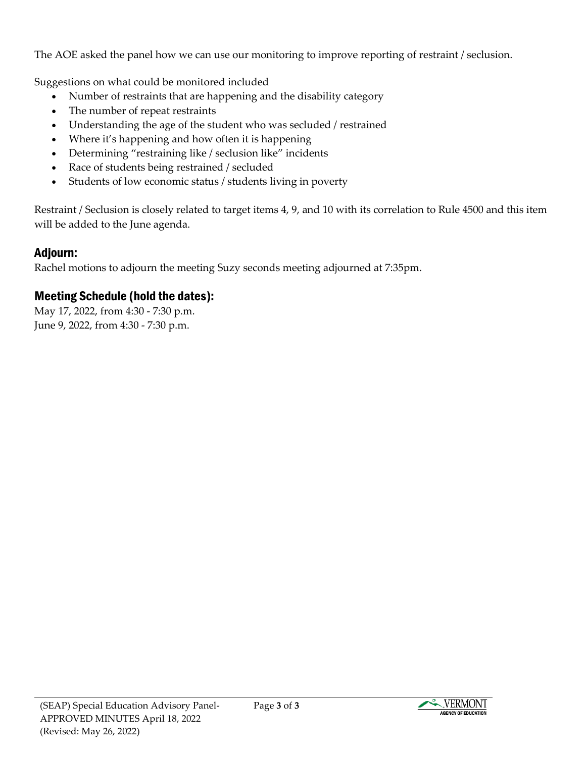The AOE asked the panel how we can use our monitoring to improve reporting of restraint / seclusion.

Suggestions on what could be monitored included

- Number of restraints that are happening and the disability category
- The number of repeat restraints
- Understanding the age of the student who was secluded / restrained
- Where it's happening and how often it is happening
- Determining "restraining like / seclusion like" incidents
- Race of students being restrained / secluded
- Students of low economic status / students living in poverty

Restraint / Seclusion is closely related to target items 4, 9, and 10 with its correlation to Rule 4500 and this item will be added to the June agenda.

## Adjourn:

Rachel motions to adjourn the meeting Suzy seconds meeting adjourned at 7:35pm.

## Meeting Schedule (hold the dates):

May 17, 2022, from 4:30 - 7:30 p.m.
June 9, 2022, from 4:30 - 7:30 p.m.